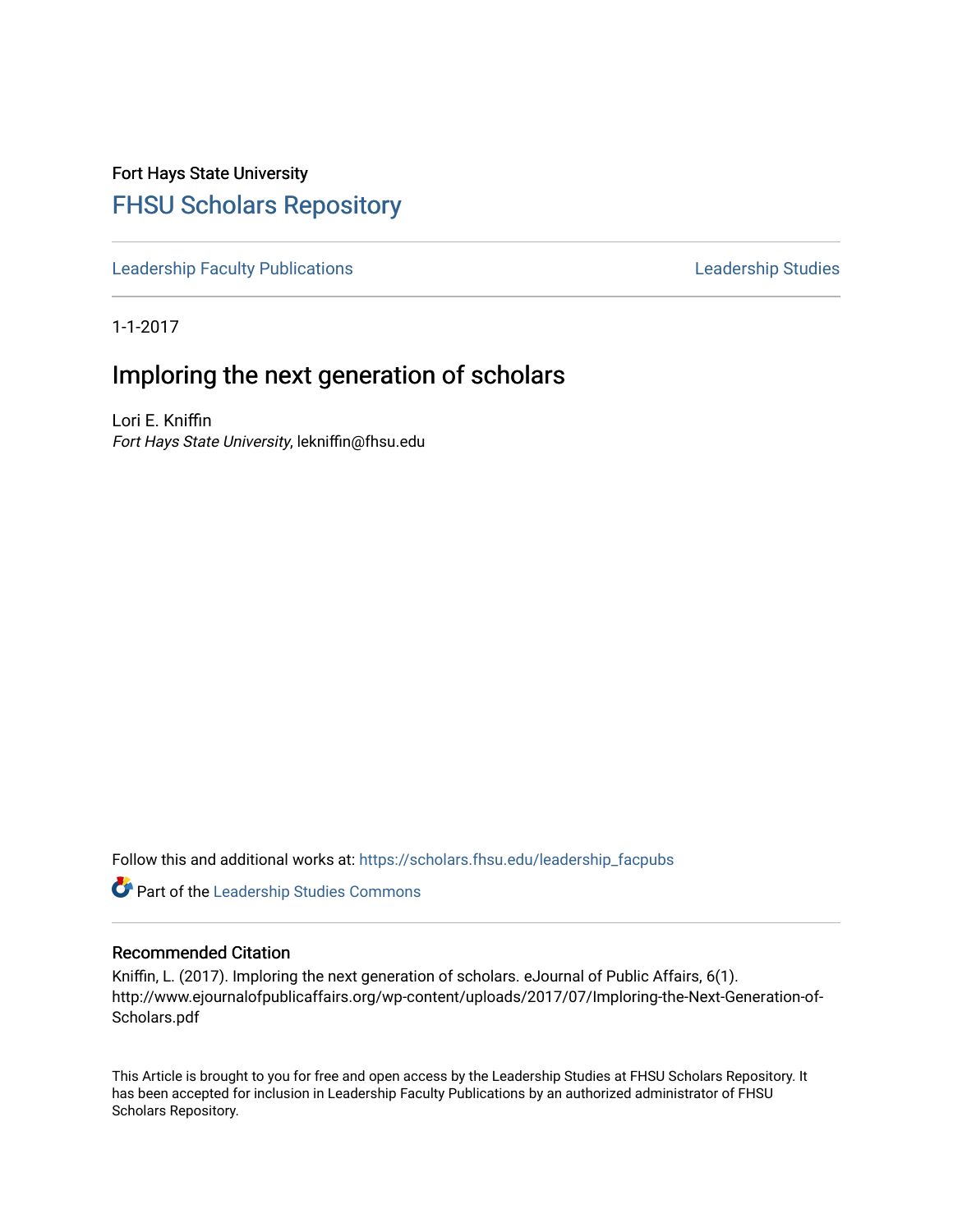Fort Hays State University

# FHSU Scholars Repository

Leadership Faculty Publications | Leadership Studies

1-1-2017

## Imploring the next generation of scholars

Lori E. Kniffin
*Fort Hays State University*, lekniffin@fhsu.edu

Follow this and additional works at: https://scholars.fhsu.edu/leadership_facpubs

Part of the Leadership Studies Commons

### Recommended Citation

Kniffin, L. (2017). Imploring the next generation of scholars. eJournal of Public Affairs, 6(1). http://www.ejournalofpublicaffairs.org/wp-content/uploads/2017/07/Imploring-the-Next-Generation-of-Scholars.pdf

This Article is brought to you for free and open access by the Leadership Studies at FHSU Scholars Repository. It has been accepted for inclusion in Leadership Faculty Publications by an authorized administrator of FHSU Scholars Repository.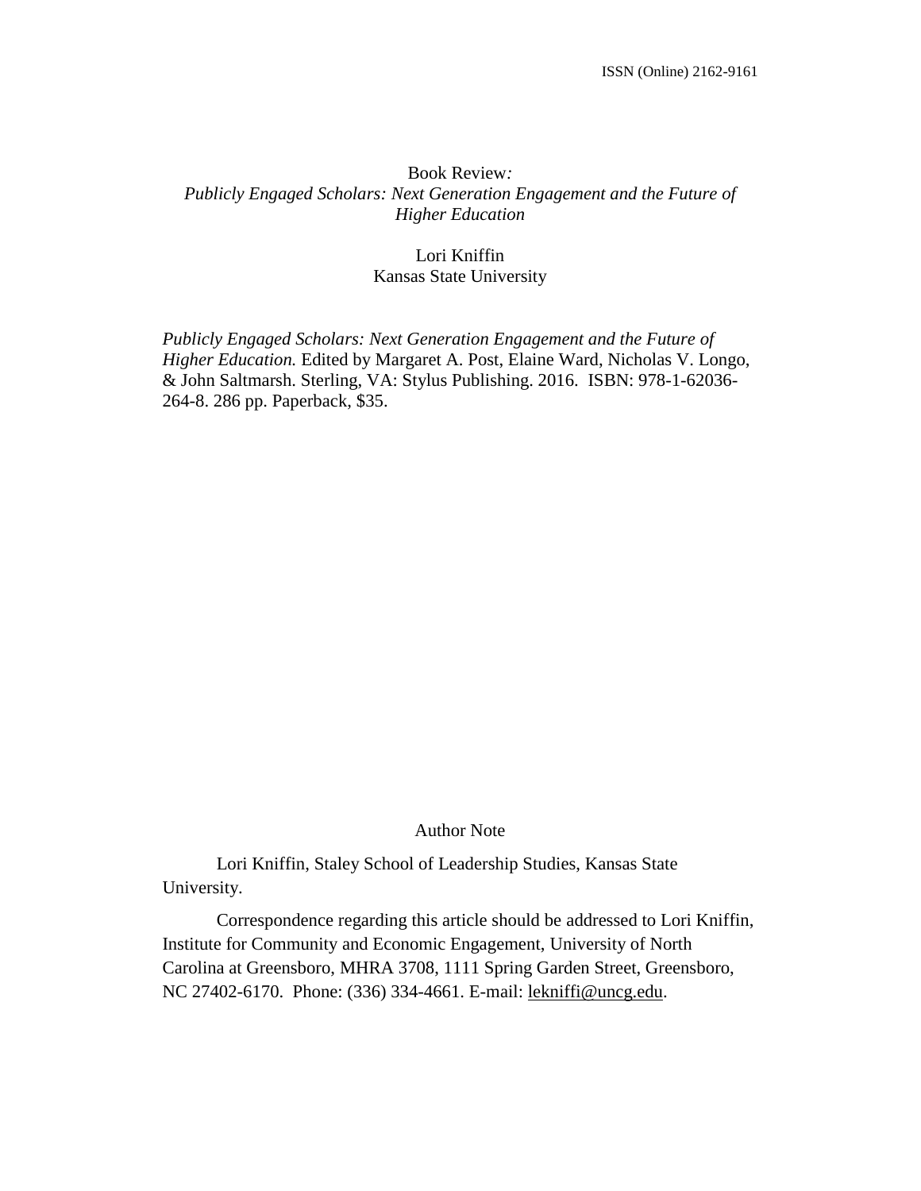ISSN (Online) 2162-9161

Book Review:
*Publicly Engaged Scholars: Next Generation Engagement and the Future of Higher Education*

Lori Kniffin
Kansas State University

*Publicly Engaged Scholars: Next Generation Engagement and the Future of Higher Education.* Edited by Margaret A. Post, Elaine Ward, Nicholas V. Longo, & John Saltmarsh. Sterling, VA: Stylus Publishing. 2016. ISBN: 978-1-62036-264-8. 286 pp. Paperback, $35.

Author Note

Lori Kniffin, Staley School of Leadership Studies, Kansas State University.

Correspondence regarding this article should be addressed to Lori Kniffin, Institute for Community and Economic Engagement, University of North Carolina at Greensboro, MHRA 3708, 1111 Spring Garden Street, Greensboro, NC 27402-6170. Phone: (336) 334-4661. E-mail: lekniffi@uncg.edu.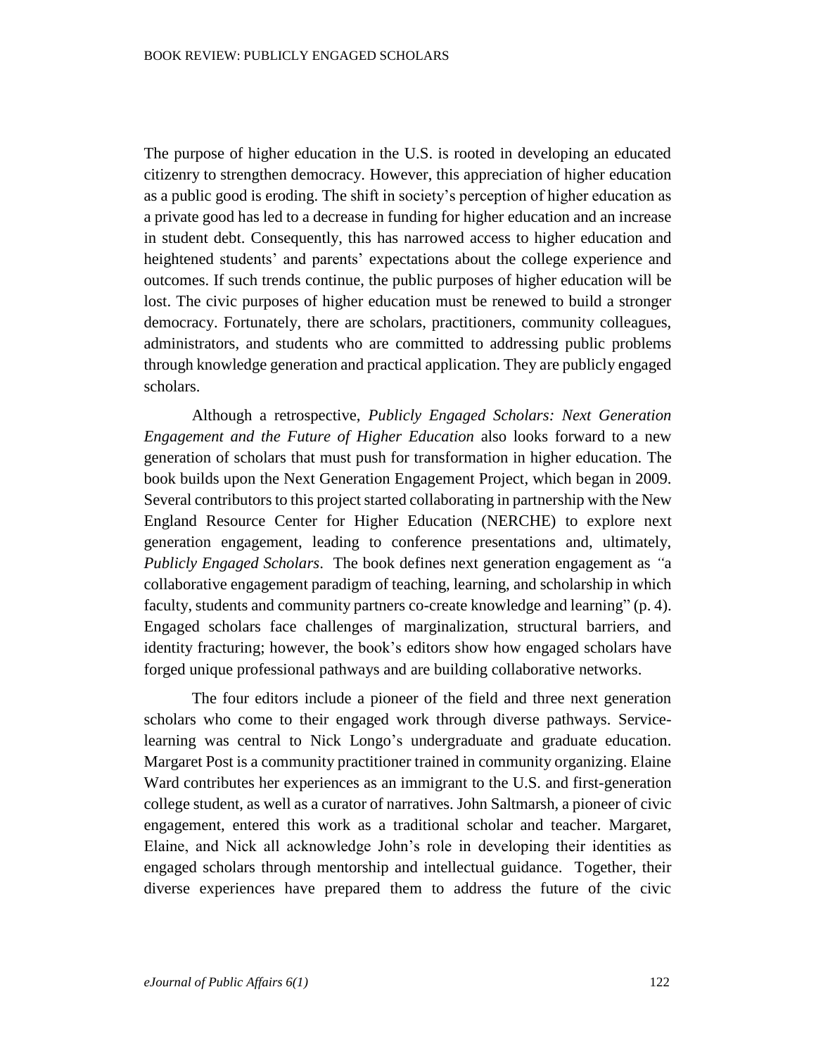The purpose of higher education in the U.S. is rooted in developing an educated citizenry to strengthen democracy. However, this appreciation of higher education as a public good is eroding. The shift in society's perception of higher education as a private good has led to a decrease in funding for higher education and an increase in student debt. Consequently, this has narrowed access to higher education and heightened students' and parents' expectations about the college experience and outcomes. If such trends continue, the public purposes of higher education will be lost. The civic purposes of higher education must be renewed to build a stronger democracy. Fortunately, there are scholars, practitioners, community colleagues, administrators, and students who are committed to addressing public problems through knowledge generation and practical application. They are publicly engaged scholars.

Although a retrospective, *Publicly Engaged Scholars: Next Generation Engagement and the Future of Higher Education* also looks forward to a new generation of scholars that must push for transformation in higher education. The book builds upon the Next Generation Engagement Project, which began in 2009. Several contributors to this project started collaborating in partnership with the New England Resource Center for Higher Education (NERCHE) to explore next generation engagement, leading to conference presentations and, ultimately, *Publicly Engaged Scholars*. The book defines next generation engagement as "a collaborative engagement paradigm of teaching, learning, and scholarship in which faculty, students and community partners co-create knowledge and learning" (p. 4). Engaged scholars face challenges of marginalization, structural barriers, and identity fracturing; however, the book's editors show how engaged scholars have forged unique professional pathways and are building collaborative networks.

The four editors include a pioneer of the field and three next generation scholars who come to their engaged work through diverse pathways. Service-learning was central to Nick Longo's undergraduate and graduate education. Margaret Post is a community practitioner trained in community organizing. Elaine Ward contributes her experiences as an immigrant to the U.S. and first-generation college student, as well as a curator of narratives. John Saltmarsh, a pioneer of civic engagement, entered this work as a traditional scholar and teacher. Margaret, Elaine, and Nick all acknowledge John's role in developing their identities as engaged scholars through mentorship and intellectual guidance. Together, their diverse experiences have prepared them to address the future of the civic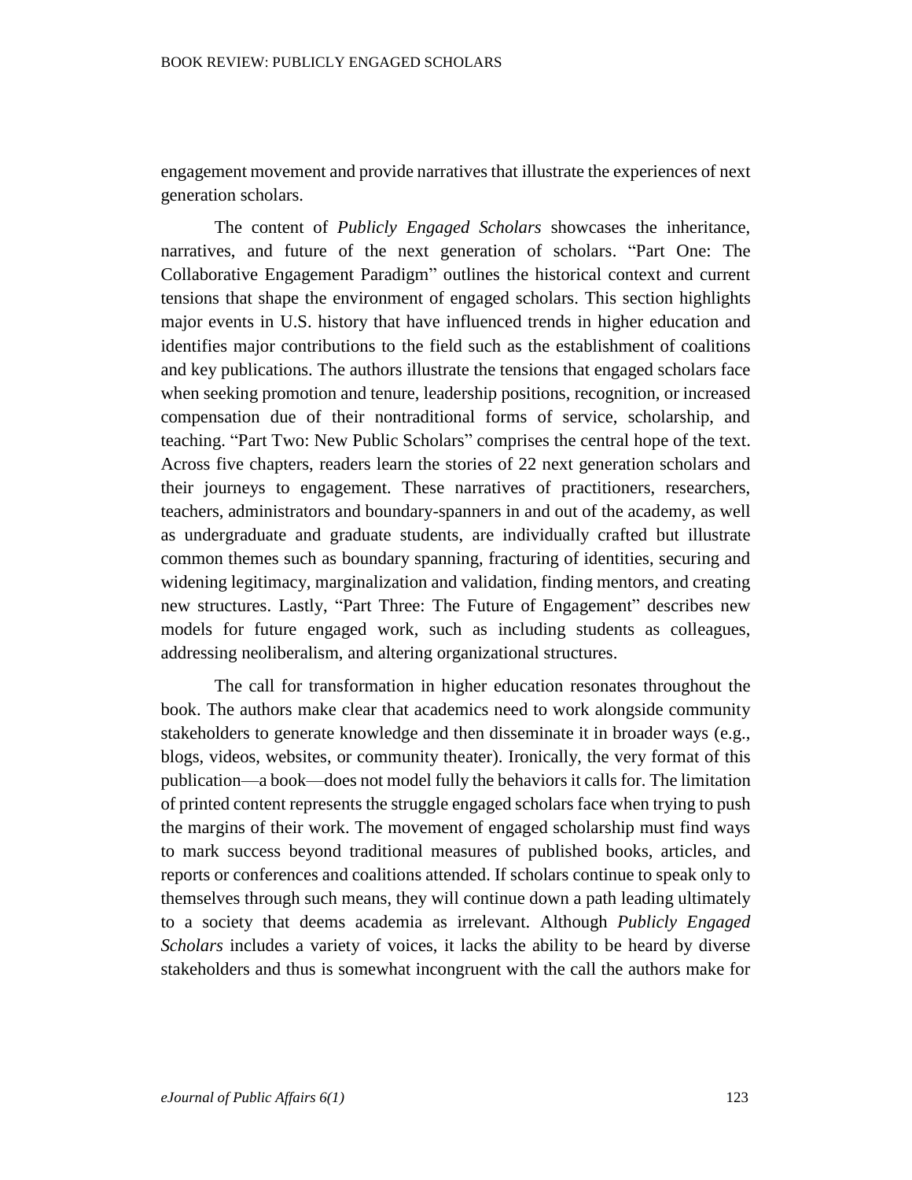engagement movement and provide narratives that illustrate the experiences of next generation scholars.

The content of *Publicly Engaged Scholars* showcases the inheritance, narratives, and future of the next generation of scholars. "Part One: The Collaborative Engagement Paradigm" outlines the historical context and current tensions that shape the environment of engaged scholars. This section highlights major events in U.S. history that have influenced trends in higher education and identifies major contributions to the field such as the establishment of coalitions and key publications. The authors illustrate the tensions that engaged scholars face when seeking promotion and tenure, leadership positions, recognition, or increased compensation due of their nontraditional forms of service, scholarship, and teaching. "Part Two: New Public Scholars" comprises the central hope of the text. Across five chapters, readers learn the stories of 22 next generation scholars and their journeys to engagement. These narratives of practitioners, researchers, teachers, administrators and boundary-spanners in and out of the academy, as well as undergraduate and graduate students, are individually crafted but illustrate common themes such as boundary spanning, fracturing of identities, securing and widening legitimacy, marginalization and validation, finding mentors, and creating new structures. Lastly, "Part Three: The Future of Engagement" describes new models for future engaged work, such as including students as colleagues, addressing neoliberalism, and altering organizational structures.

The call for transformation in higher education resonates throughout the book. The authors make clear that academics need to work alongside community stakeholders to generate knowledge and then disseminate it in broader ways (e.g., blogs, videos, websites, or community theater). Ironically, the very format of this publication—a book—does not model fully the behaviors it calls for. The limitation of printed content represents the struggle engaged scholars face when trying to push the margins of their work. The movement of engaged scholarship must find ways to mark success beyond traditional measures of published books, articles, and reports or conferences and coalitions attended. If scholars continue to speak only to themselves through such means, they will continue down a path leading ultimately to a society that deems academia as irrelevant. Although *Publicly Engaged Scholars* includes a variety of voices, it lacks the ability to be heard by diverse stakeholders and thus is somewhat incongruent with the call the authors make for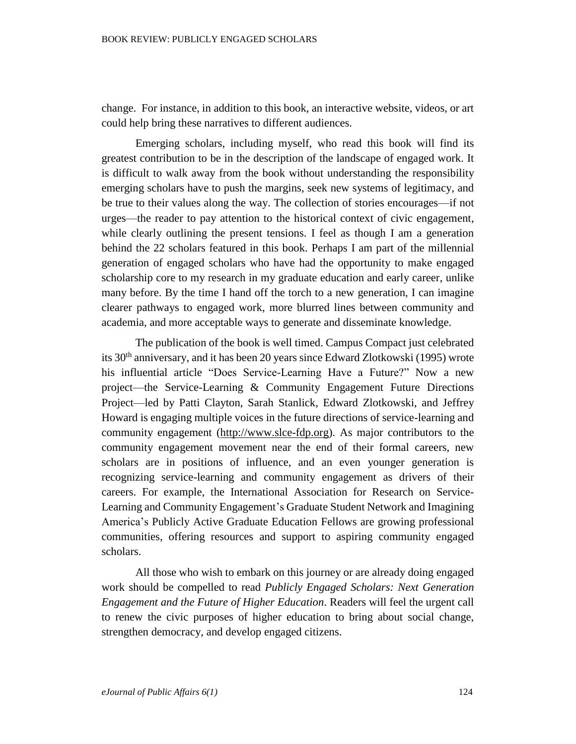change. For instance, in addition to this book, an interactive website, videos, or art could help bring these narratives to different audiences.

Emerging scholars, including myself, who read this book will find its greatest contribution to be in the description of the landscape of engaged work. It is difficult to walk away from the book without understanding the responsibility emerging scholars have to push the margins, seek new systems of legitimacy, and be true to their values along the way. The collection of stories encourages—if not urges—the reader to pay attention to the historical context of civic engagement, while clearly outlining the present tensions. I feel as though I am a generation behind the 22 scholars featured in this book. Perhaps I am part of the millennial generation of engaged scholars who have had the opportunity to make engaged scholarship core to my research in my graduate education and early career, unlike many before. By the time I hand off the torch to a new generation, I can imagine clearer pathways to engaged work, more blurred lines between community and academia, and more acceptable ways to generate and disseminate knowledge.

The publication of the book is well timed. Campus Compact just celebrated its 30th anniversary, and it has been 20 years since Edward Zlotkowski (1995) wrote his influential article "Does Service-Learning Have a Future?" Now a new project—the Service-Learning & Community Engagement Future Directions Project—led by Patti Clayton, Sarah Stanlick, Edward Zlotkowski, and Jeffrey Howard is engaging multiple voices in the future directions of service-learning and community engagement (http://www.slce-fdp.org). As major contributors to the community engagement movement near the end of their formal careers, new scholars are in positions of influence, and an even younger generation is recognizing service-learning and community engagement as drivers of their careers. For example, the International Association for Research on Service-Learning and Community Engagement's Graduate Student Network and Imagining America's Publicly Active Graduate Education Fellows are growing professional communities, offering resources and support to aspiring community engaged scholars.

All those who wish to embark on this journey or are already doing engaged work should be compelled to read *Publicly Engaged Scholars: Next Generation Engagement and the Future of Higher Education*. Readers will feel the urgent call to renew the civic purposes of higher education to bring about social change, strengthen democracy, and develop engaged citizens.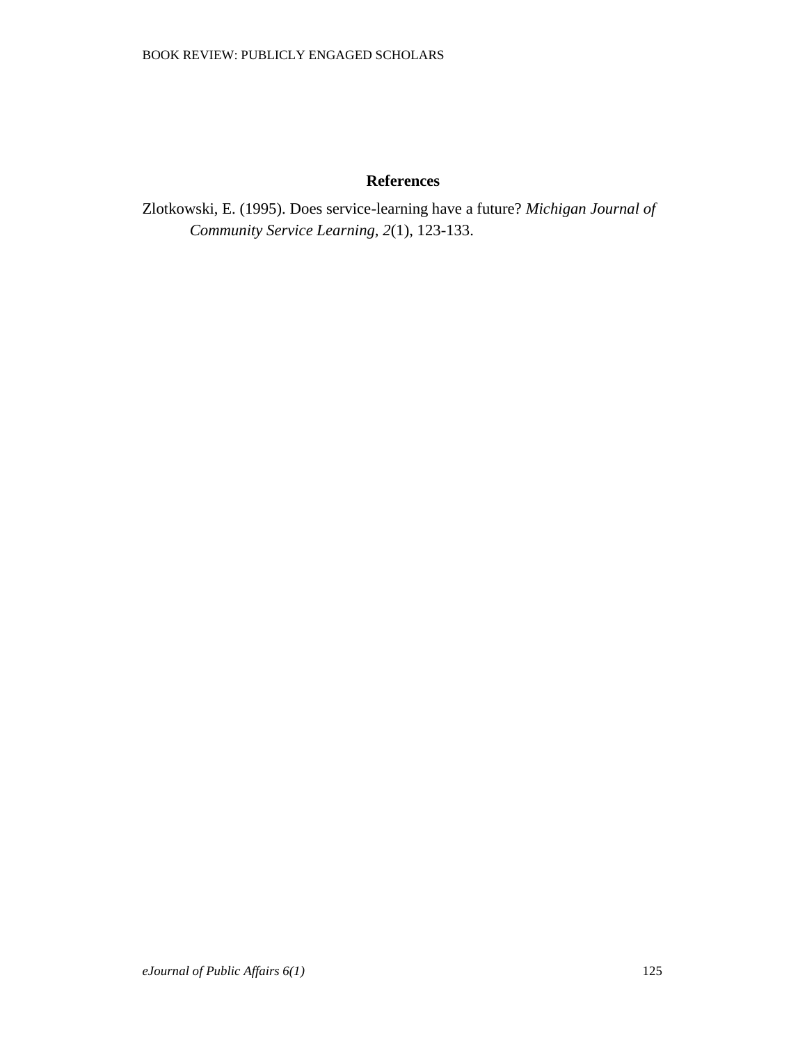## References

Zlotkowski, E. (1995). Does service-learning have a future? *Michigan Journal of Community Service Learning, 2*(1), 123-133.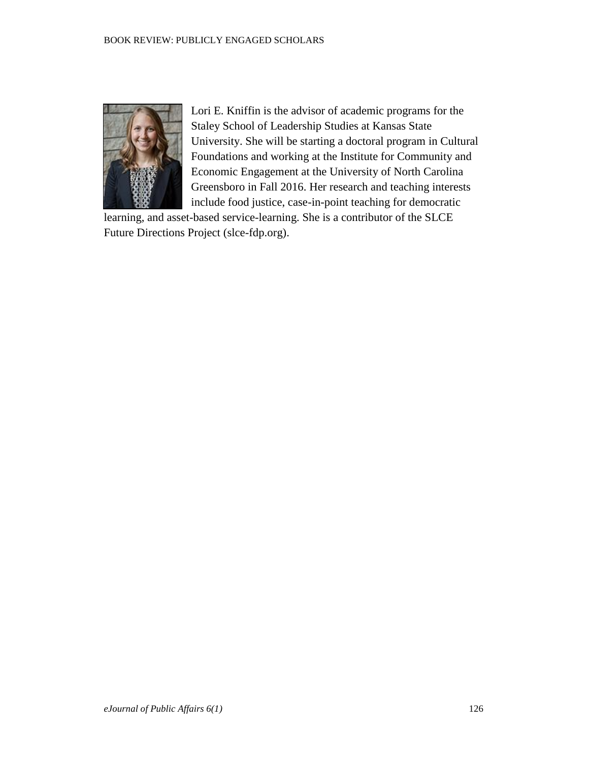Lori E. Kniffin is the advisor of academic programs for the Staley School of Leadership Studies at Kansas State University. She will be starting a doctoral program in Cultural Foundations and working at the Institute for Community and Economic Engagement at the University of North Carolina Greensboro in Fall 2016. Her research and teaching interests include food justice, case-in-point teaching for democratic learning, and asset-based service-learning. She is a contributor of the SLCE Future Directions Project (slce-fdp.org).